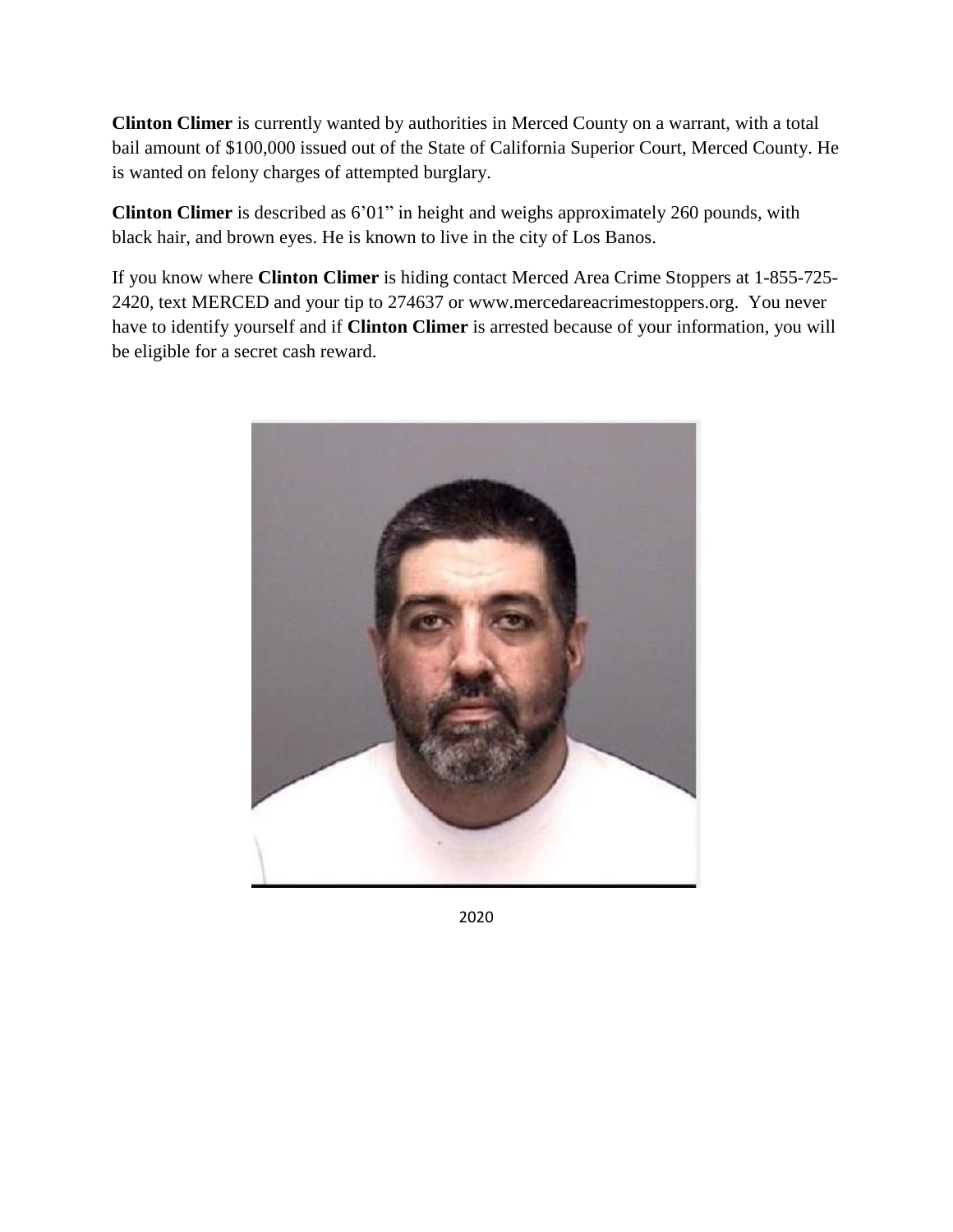**Clinton Climer** is currently wanted by authorities in Merced County on a warrant, with a total bail amount of $100,000 issued out of the State of California Superior Court, Merced County. He is wanted on felony charges of attempted burglary.

**Clinton Climer** is described as 6'01" in height and weighs approximately 260 pounds, with black hair, and brown eyes. He is known to live in the city of Los Banos.

If you know where **Clinton Climer** is hiding contact Merced Area Crime Stoppers at 1-855-725-2420, text MERCED and your tip to 274637 or www.mercedareacrimestoppers.org. You never have to identify yourself and if **Clinton Climer** is arrested because of your information, you will be eligible for a secret cash reward.

2020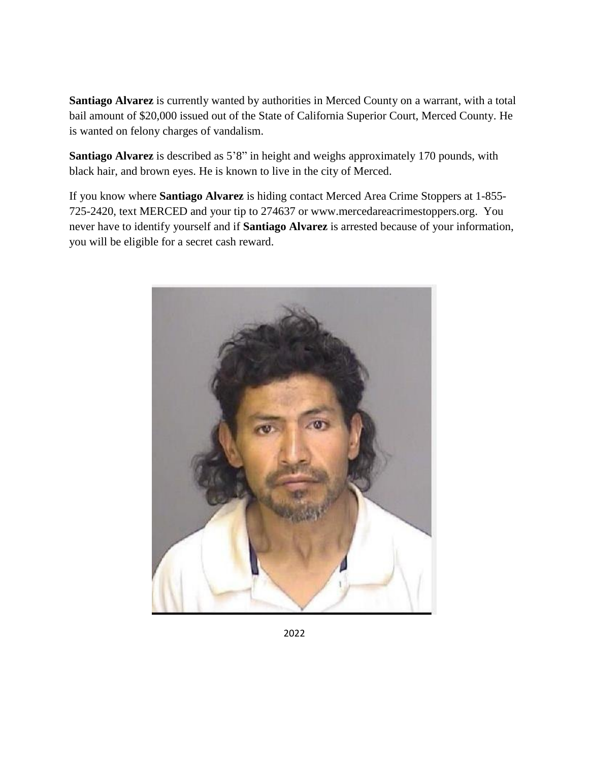**Santiago Alvarez** is currently wanted by authorities in Merced County on a warrant, with a total bail amount of $20,000 issued out of the State of California Superior Court, Merced County. He is wanted on felony charges of vandalism.

**Santiago Alvarez** is described as 5'8" in height and weighs approximately 170 pounds, with black hair, and brown eyes. He is known to live in the city of Merced.

If you know where **Santiago Alvarez** is hiding contact Merced Area Crime Stoppers at 1-855-725-2420, text MERCED and your tip to 274637 or www.mercedareacrimestoppers.org. You never have to identify yourself and if **Santiago Alvarez** is arrested because of your information, you will be eligible for a secret cash reward.

2022